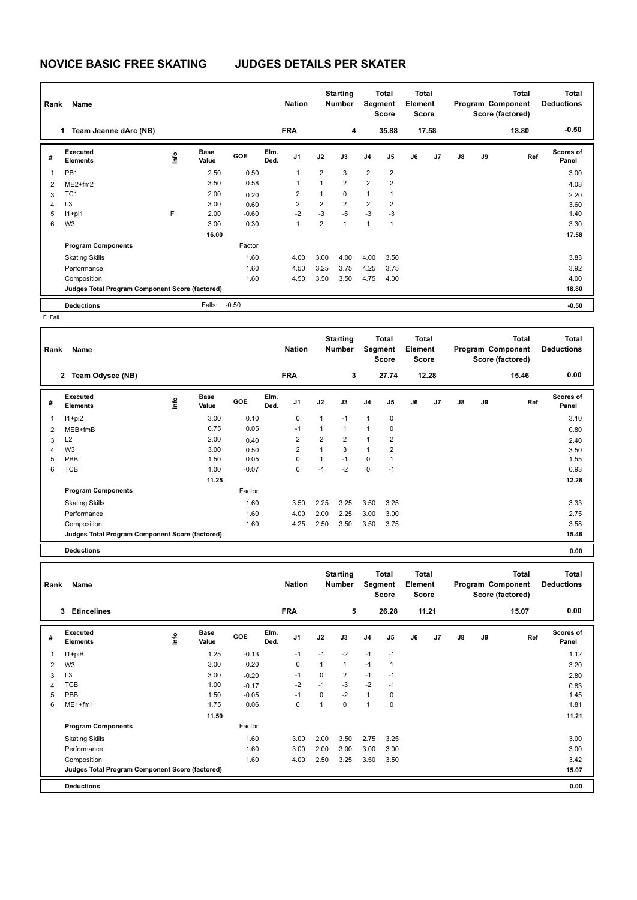# NOVICE BASIC FREE SKATING JUDGES DETAILS PER SKATER

| Rank | Name | Nation | Starting Number | Total Segment Score | Total Element Score | Total Program Component Score (factored) | Total Deductions |
|---|---|---|---|---|---|---|---|
| 1 | Team Jeanne dArc (NB) | FRA | 4 | 35.88 | 17.58 | 18.80 | -0.50 |

| # | Executed Elements | Info | Base Value | GOE | Elm. Ded. | J1 | J2 | J3 | J4 | J5 | J6 | J7 | J8 | J9 | Ref | Scores of Panel |
|---|---|---|---|---|---|---|---|---|---|---|---|---|---|---|---|---|
| 1 | PB1 | | 2.50 | 0.50 | | 1 | 2 | 3 | 2 | 2 | | | | | | 3.00 |
| 2 | ME2+fm2 | | 3.50 | 0.58 | | 1 | 1 | 2 | 2 | 2 | | | | | | 4.08 |
| 3 | TC1 | | 2.00 | 0.20 | | 2 | 1 | 0 | 1 | 1 | | | | | | 2.20 |
| 4 | L3 | | 3.00 | 0.60 | | 2 | 2 | 2 | 2 | 2 | | | | | | 3.60 |
| 5 | I1+pi1 | F | 2.00 | -0.60 | | -2 | -3 | -5 | -3 | -3 | | | | | | 1.40 |
| 6 | W3 | | 3.00 | 0.30 | | 1 | 2 | 1 | 1 | 1 | | | | | | 3.30 |
| | | | 16.00 | | | | | | | | | | | | | 17.58 |
| | **Program Components** | | | Factor | | | | | | | | | | | | |
| | Skating Skills | | | 1.60 | | 4.00 | 3.00 | 4.00 | 4.00 | 3.50 | | | | | | 3.83 |
| | Performance | | | 1.60 | | 4.50 | 3.25 | 3.75 | 4.25 | 3.75 | | | | | | 3.92 |
| | Composition | | | 1.60 | | 4.50 | 3.50 | 3.50 | 4.75 | 4.00 | | | | | | 4.00 |
| | **Judges Total Program Component Score (factored)** | | | | | | | | | | | | | | | 18.80 |
| | **Deductions** | | Falls: | -0.50 | | | | | | | | | | | | -0.50 |

F Fall

| Rank | Name | Nation | Starting Number | Total Segment Score | Total Element Score | Total Program Component Score (factored) | Total Deductions |
|---|---|---|---|---|---|---|---|
| 2 | Team Odysee (NB) | FRA | 3 | 27.74 | 12.28 | 15.46 | 0.00 |

| # | Executed Elements | Info | Base Value | GOE | Elm. Ded. | J1 | J2 | J3 | J4 | J5 | J6 | J7 | J8 | J9 | Ref | Scores of Panel |
|---|---|---|---|---|---|---|---|---|---|---|---|---|---|---|---|---|
| 1 | I1+pi2 | | 3.00 | 0.10 | | 0 | 1 | -1 | 1 | 0 | | | | | | 3.10 |
| 2 | MEB+fmB | | 0.75 | 0.05 | | -1 | 1 | 1 | 1 | 0 | | | | | | 0.80 |
| 3 | L2 | | 2.00 | 0.40 | | 2 | 2 | 2 | 1 | 2 | | | | | | 2.40 |
| 4 | W3 | | 3.00 | 0.50 | | 2 | 1 | 3 | 1 | 2 | | | | | | 3.50 |
| 5 | PBB | | 1.50 | 0.05 | | 0 | 1 | -1 | 0 | 1 | | | | | | 1.55 |
| 6 | TCB | | 1.00 | -0.07 | | 0 | -1 | -2 | 0 | -1 | | | | | | 0.93 |
| | | | 11.25 | | | | | | | | | | | | | 12.28 |
| | **Program Components** | | | Factor | | | | | | | | | | | | |
| | Skating Skills | | | 1.60 | | 3.50 | 2.25 | 3.25 | 3.50 | 3.25 | | | | | | 3.33 |
| | Performance | | | 1.60 | | 4.00 | 2.00 | 2.25 | 3.00 | 3.00 | | | | | | 2.75 |
| | Composition | | | 1.60 | | 4.25 | 2.50 | 3.50 | 3.50 | 3.75 | | | | | | 3.58 |
| | **Judges Total Program Component Score (factored)** | | | | | | | | | | | | | | | 15.46 |
| | **Deductions** | | | | | | | | | | | | | | | 0.00 |

| Rank | Name | Nation | Starting Number | Total Segment Score | Total Element Score | Total Program Component Score (factored) | Total Deductions |
|---|---|---|---|---|---|---|---|
| 3 | Etincelines | FRA | 5 | 26.28 | 11.21 | 15.07 | 0.00 |

| # | Executed Elements | Info | Base Value | GOE | Elm. Ded. | J1 | J2 | J3 | J4 | J5 | J6 | J7 | J8 | J9 | Ref | Scores of Panel |
|---|---|---|---|---|---|---|---|---|---|---|---|---|---|---|---|---|
| 1 | I1+piB | | 1.25 | -0.13 | | -1 | -1 | -2 | -1 | -1 | | | | | | 1.12 |
| 2 | W3 | | 3.00 | 0.20 | | 0 | 1 | 1 | -1 | 1 | | | | | | 3.20 |
| 3 | L3 | | 3.00 | -0.20 | | -1 | 0 | 2 | -1 | -1 | | | | | | 2.80 |
| 4 | TCB | | 1.00 | -0.17 | | -2 | -1 | -3 | -2 | -1 | | | | | | 0.83 |
| 5 | PBB | | 1.50 | -0.05 | | -1 | 0 | -2 | 1 | 0 | | | | | | 1.45 |
| 6 | ME1+fm1 | | 1.75 | 0.06 | | 0 | 1 | 0 | 1 | 0 | | | | | | 1.81 |
| | | | 11.50 | | | | | | | | | | | | | 11.21 |
| | **Program Components** | | | Factor | | | | | | | | | | | | |
| | Skating Skills | | | 1.60 | | 3.00 | 2.00 | 3.50 | 2.75 | 3.25 | | | | | | 3.00 |
| | Performance | | | 1.60 | | 3.00 | 2.00 | 3.00 | 3.00 | 3.00 | | | | | | 3.00 |
| | Composition | | | 1.60 | | 4.00 | 2.50 | 3.25 | 3.50 | 3.50 | | | | | | 3.42 |
| | **Judges Total Program Component Score (factored)** | | | | | | | | | | | | | | | 15.07 |
| | **Deductions** | | | | | | | | | | | | | | | 0.00 |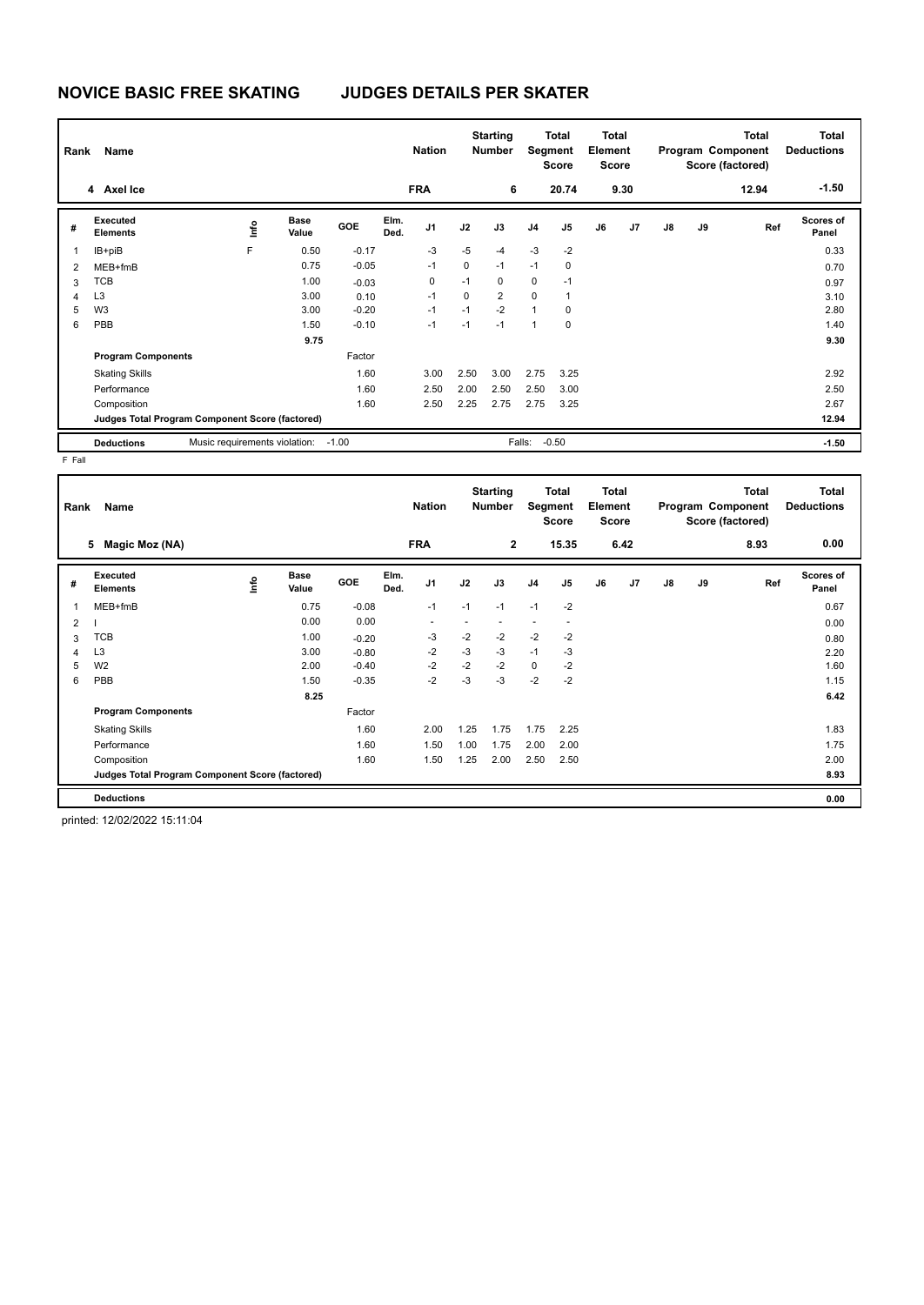# NOVICE BASIC FREE SKATING JUDGES DETAILS PER SKATER

| Rank | Name | | | | | Nation | | Starting Number | | Total Segment Score | | Total Element Score | | | Total Program Component Score (factored) | Total Deductions |
|---|---|---|---|---|---|---|---|---|---|---|---|---|---|---|---|---|
| 4 | Axel Ice | | | | | FRA | | 6 | | 20.74 | | 9.30 | | | 12.94 | -1.50 |

| # | Executed Elements | Info | Base Value | GOE | Elm. Ded. | J1 | J2 | J3 | J4 | J5 | J6 | J7 | J8 | J9 | Ref | Scores of Panel |
|---|---|---|---|---|---|---|---|---|---|---|---|---|---|---|---|---|
| 1 | IB+piB | F | 0.50 | -0.17 | | -3 | -5 | -4 | -3 | -2 | | | | | | 0.33 |
| 2 | MEB+fmB | | 0.75 | -0.05 | | -1 | 0 | -1 | -1 | 0 | | | | | | 0.70 |
| 3 | TCB | | 1.00 | -0.03 | | 0 | -1 | 0 | 0 | -1 | | | | | | 0.97 |
| 4 | L3 | | 3.00 | 0.10 | | -1 | 0 | 2 | 0 | 1 | | | | | | 3.10 |
| 5 | W3 | | 3.00 | -0.20 | | -1 | -1 | -2 | 1 | 0 | | | | | | 2.80 |
| 6 | PBB | | 1.50 | -0.10 | | -1 | -1 | -1 | 1 | 0 | | | | | | 1.40 |
| | | | 9.75 | | | | | | | | | | | | | 9.30 |
| | Program Components | | | Factor | | | | | | | | | | | | |
| | Skating Skills | | | 1.60 | | 3.00 | 2.50 | 3.00 | 2.75 | 3.25 | | | | | | 2.92 |
| | Performance | | | 1.60 | | 2.50 | 2.00 | 2.50 | 2.50 | 3.00 | | | | | | 2.50 |
| | Composition | | | 1.60 | | 2.50 | 2.25 | 2.75 | 2.75 | 3.25 | | | | | | 2.67 |
| | Judges Total Program Component Score (factored) | | | | | | | | | | | | | | | 12.94 |
| | Deductions | Music requirements violation: | | -1.00 | | | | Falls: | -0.50 | | | | | | | -1.50 |

F Fall

| Rank | Name | | | | | Nation | | Starting Number | | Total Segment Score | | Total Element Score | | | Total Program Component Score (factored) | Total Deductions |
|---|---|---|---|---|---|---|---|---|---|---|---|---|---|---|---|---|
| 5 | Magic Moz (NA) | | | | | FRA | | 2 | | 15.35 | | 6.42 | | | 8.93 | 0.00 |

| # | Executed Elements | Info | Base Value | GOE | Elm. Ded. | J1 | J2 | J3 | J4 | J5 | J6 | J7 | J8 | J9 | Ref | Scores of Panel |
|---|---|---|---|---|---|---|---|---|---|---|---|---|---|---|---|---|
| 1 | MEB+fmB | | 0.75 | -0.08 | | -1 | -1 | -1 | -1 | -2 | | | | | | 0.67 |
| 2 | I | | 0.00 | 0.00 | | - | - | - | - | - | | | | | | 0.00 |
| 3 | TCB | | 1.00 | -0.20 | | -3 | -2 | -2 | -2 | -2 | | | | | | 0.80 |
| 4 | L3 | | 3.00 | -0.80 | | -2 | -3 | -3 | -1 | -3 | | | | | | 2.20 |
| 5 | W2 | | 2.00 | -0.40 | | -2 | -2 | -2 | 0 | -2 | | | | | | 1.60 |
| 6 | PBB | | 1.50 | -0.35 | | -2 | -3 | -3 | -2 | -2 | | | | | | 1.15 |
| | | | 8.25 | | | | | | | | | | | | | 6.42 |
| | Program Components | | | Factor | | | | | | | | | | | | |
| | Skating Skills | | | 1.60 | | 2.00 | 1.25 | 1.75 | 1.75 | 2.25 | | | | | | 1.83 |
| | Performance | | | 1.60 | | 1.50 | 1.00 | 1.75 | 2.00 | 2.00 | | | | | | 1.75 |
| | Composition | | | 1.60 | | 1.50 | 1.25 | 2.00 | 2.50 | 2.50 | | | | | | 2.00 |
| | Judges Total Program Component Score (factored) | | | | | | | | | | | | | | | 8.93 |
| | Deductions | | | | | | | | | | | | | | | 0.00 |

printed: 12/02/2022 15:11:04